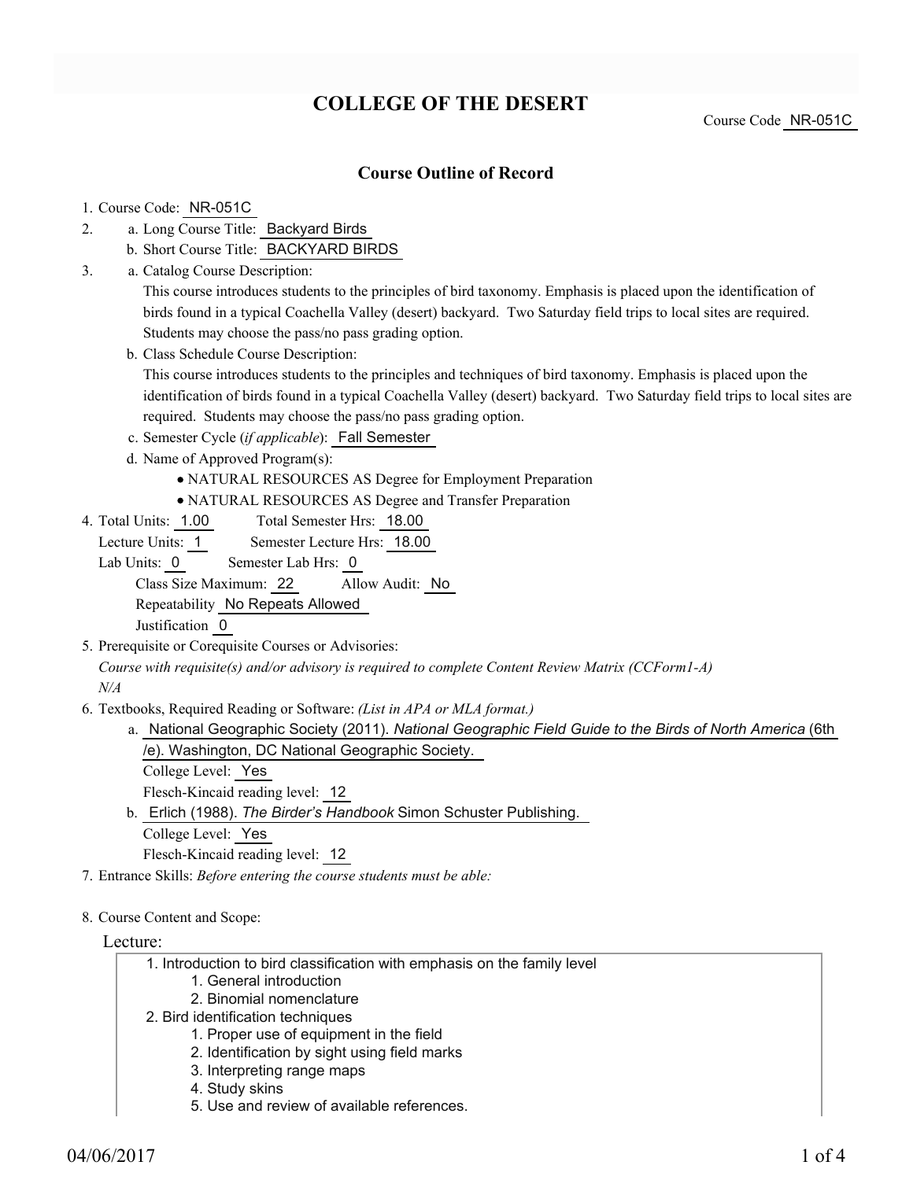# COLLEGE OF THE DESERT

Course Code NR-051C

## Course Outline of Record

1. Course Code: NR-051C
2. a. Long Course Title: Backyard Birds
   b. Short Course Title: BACKYARD BIRDS
3. a. Catalog Course Description:
   This course introduces students to the principles of bird taxonomy. Emphasis is placed upon the identification of birds found in a typical Coachella Valley (desert) backyard. Two Saturday field trips to local sites are required. Students may choose the pass/no pass grading option.
   b. Class Schedule Course Description:
   This course introduces students to the principles and techniques of bird taxonomy. Emphasis is placed upon the identification of birds found in a typical Coachella Valley (desert) backyard. Two Saturday field trips to local sites are required. Students may choose the pass/no pass grading option.
   c. Semester Cycle (*if applicable*): Fall Semester
   d. Name of Approved Program(s):
      - NATURAL RESOURCES AS Degree for Employment Preparation
      - NATURAL RESOURCES AS Degree and Transfer Preparation
4. Total Units: 1.00 Total Semester Hrs: 18.00
   Lecture Units: 1 Semester Lecture Hrs: 18.00
   Lab Units: 0 Semester Lab Hrs: 0
   Class Size Maximum: 22 Allow Audit: No
   Repeatability No Repeats Allowed
   Justification 0
5. Prerequisite or Corequisite Courses or Advisories:
   *Course with requisite(s) and/or advisory is required to complete Content Review Matrix (CCForm1-A)*
   *N/A*
6. Textbooks, Required Reading or Software: *(List in APA or MLA format.)*
   a. National Geographic Society (2011). *National Geographic Field Guide to the Birds of North America* (6th /e). Washington, DC National Geographic Society.
      College Level: Yes
      Flesch-Kincaid reading level: 12
   b. Erlich (1988). *The Birder's Handbook* Simon Schuster Publishing.
      College Level: Yes
      Flesch-Kincaid reading level: 12
7. Entrance Skills: *Before entering the course students must be able:*

8. Course Content and Scope:

Lecture:

1. Introduction to bird classification with emphasis on the family level
   1. General introduction
   2. Binomial nomenclature
2. Bird identification techniques
   1. Proper use of equipment in the field
   2. Identification by sight using field marks
   3. Interpreting range maps
   4. Study skins
   5. Use and review of available references.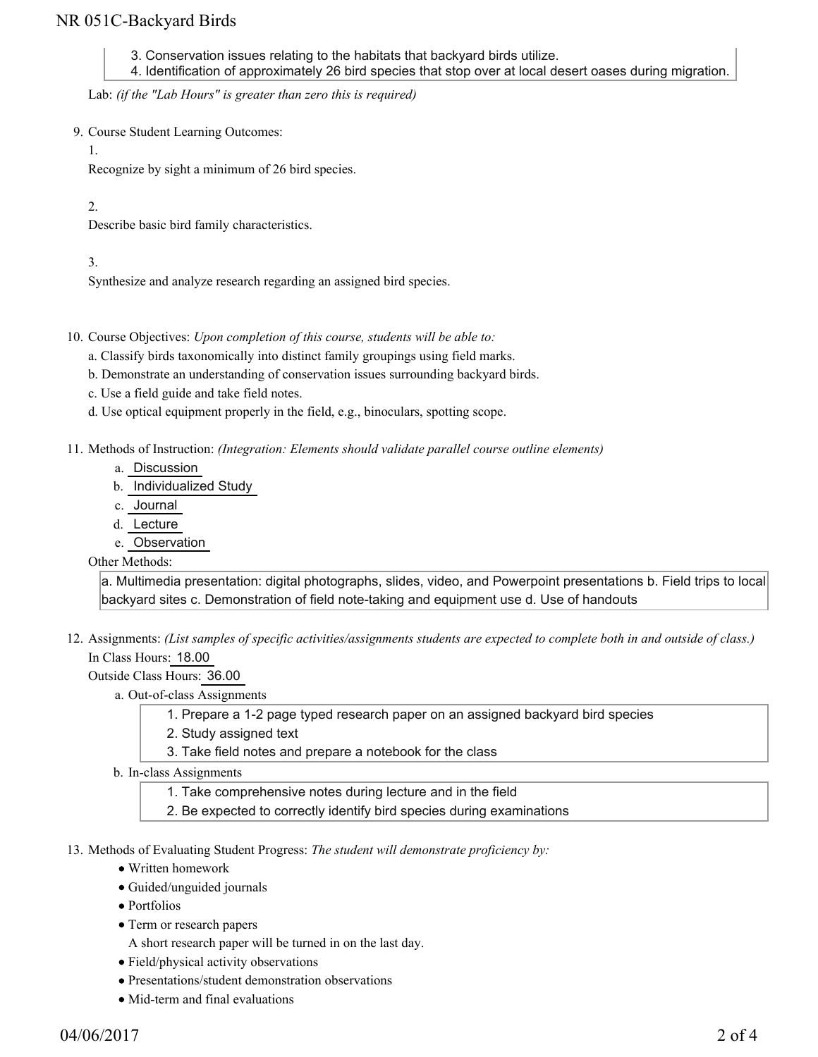3. Conservation issues relating to the habitats that backyard birds utilize.
4. Identification of approximately 26 bird species that stop over at local desert oases during migration.

Lab: *(if the "Lab Hours" is greater than zero this is required)*

9. Course Student Learning Outcomes:

   1.

   Recognize by sight a minimum of 26 bird species.

   2.

   Describe basic bird family characteristics.

   3.

   Synthesize and analyze research regarding an assigned bird species.

10. Course Objectives: *Upon completion of this course, students will be able to:*

    a. Classify birds taxonomically into distinct family groupings using field marks.

    b. Demonstrate an understanding of conservation issues surrounding backyard birds.

    c. Use a field guide and take field notes.

    d. Use optical equipment properly in the field, e.g., binoculars, spotting scope.

11. Methods of Instruction: *(Integration: Elements should validate parallel course outline elements)*

    a. Discussion

    b. Individualized Study

    c. Journal

    d. Lecture

    e. Observation

    Other Methods:

    a. Multimedia presentation: digital photographs, slides, video, and Powerpoint presentations b. Field trips to local backyard sites c. Demonstration of field note-taking and equipment use d. Use of handouts

12. Assignments: *(List samples of specific activities/assignments students are expected to complete both in and outside of class.)*

    In Class Hours: 18.00

    Outside Class Hours: 36.00

    a. Out-of-class Assignments

       1. Prepare a 1-2 page typed research paper on an assigned backyard bird species
       2. Study assigned text
       3. Take field notes and prepare a notebook for the class

    b. In-class Assignments

       1. Take comprehensive notes during lecture and in the field
       2. Be expected to correctly identify bird species during examinations

13. Methods of Evaluating Student Progress: *The student will demonstrate proficiency by:*

    - Written homework
    - Guided/unguided journals
    - Portfolios
    - Term or research papers

      A short research paper will be turned in on the last day.
    - Field/physical activity observations
    - Presentations/student demonstration observations
    - Mid-term and final evaluations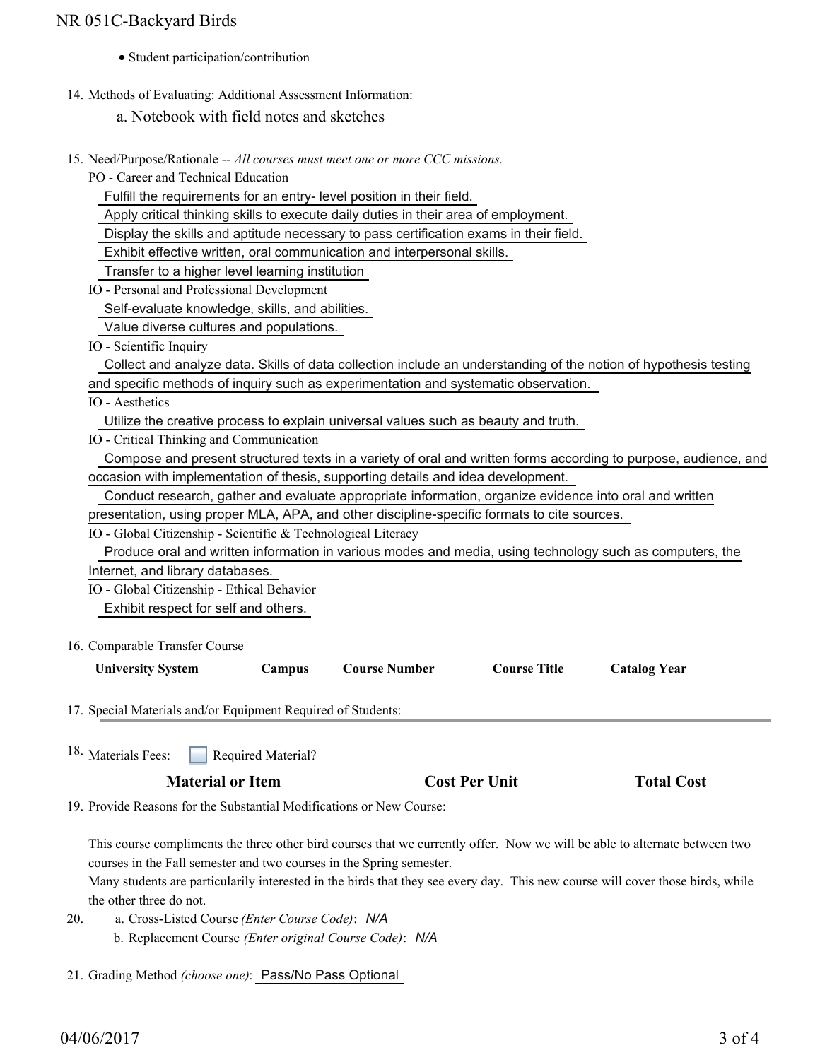- Student participation/contribution

14. Methods of Evaluating: Additional Assessment Information:

    a. Notebook with field notes and sketches

15. Need/Purpose/Rationale -- *All courses must meet one or more CCC missions.*

    PO - Career and Technical Education

    Fulfill the requirements for an entry- level position in their field.

    Apply critical thinking skills to execute daily duties in their area of employment.

    Display the skills and aptitude necessary to pass certification exams in their field.

    Exhibit effective written, oral communication and interpersonal skills.

    Transfer to a higher level learning institution

    IO - Personal and Professional Development

    Self-evaluate knowledge, skills, and abilities.

    Value diverse cultures and populations.

    IO - Scientific Inquiry

    Collect and analyze data. Skills of data collection include an understanding of the notion of hypothesis testing and specific methods of inquiry such as experimentation and systematic observation.

    IO - Aesthetics

    Utilize the creative process to explain universal values such as beauty and truth.

    IO - Critical Thinking and Communication

    Compose and present structured texts in a variety of oral and written forms according to purpose, audience, and occasion with implementation of thesis, supporting details and idea development.

    Conduct research, gather and evaluate appropriate information, organize evidence into oral and written presentation, using proper MLA, APA, and other discipline-specific formats to cite sources.

    IO - Global Citizenship - Scientific & Technological Literacy

    Produce oral and written information in various modes and media, using technology such as computers, the Internet, and library databases.

    IO - Global Citizenship - Ethical Behavior

    Exhibit respect for self and others.

16. Comparable Transfer Course

| University System | Campus | Course Number | Course Title | Catalog Year |
|---|---|---|---|---|

17. Special Materials and/or Equipment Required of Students:

18. Materials Fees: ☐ Required Material?

| Material or Item | Cost Per Unit | Total Cost |
|---|---|---|

19. Provide Reasons for the Substantial Modifications or New Course:

    This course compliments the three other bird courses that we currently offer. Now we will be able to alternate between two courses in the Fall semester and two courses in the Spring semester.
    Many students are particularily interested in the birds that they see every day. This new course will cover those birds, while the other three do not.

20. a. Cross-Listed Course *(Enter Course Code)*: *N/A*

    b. Replacement Course *(Enter original Course Code)*: *N/A*

21. Grading Method *(choose one)*: Pass/No Pass Optional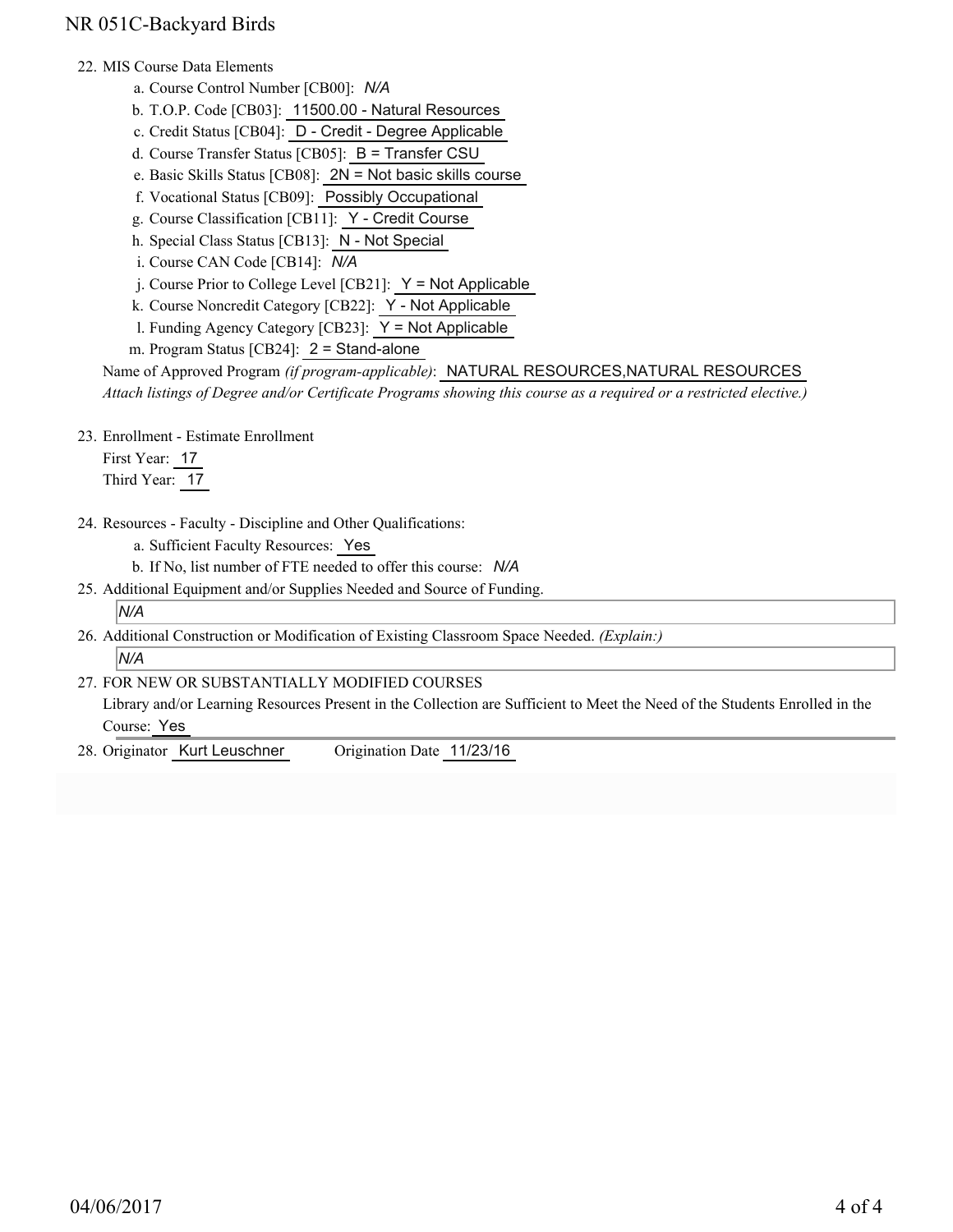22. MIS Course Data Elements
    a. Course Control Number [CB00]: *N/A*
    b. T.O.P. Code [CB03]: 11500.00 - Natural Resources
    c. Credit Status [CB04]: D - Credit - Degree Applicable
    d. Course Transfer Status [CB05]: B = Transfer CSU
    e. Basic Skills Status [CB08]: 2N = Not basic skills course
    f. Vocational Status [CB09]: Possibly Occupational
    g. Course Classification [CB11]: Y - Credit Course
    h. Special Class Status [CB13]: N - Not Special
    i. Course CAN Code [CB14]: *N/A*
    j. Course Prior to College Level [CB21]: Y = Not Applicable
    k. Course Noncredit Category [CB22]: Y - Not Applicable
    l. Funding Agency Category [CB23]: Y = Not Applicable
    m. Program Status [CB24]: 2 = Stand-alone

    Name of Approved Program *(if program-applicable)*: NATURAL RESOURCES,NATURAL RESOURCES

    *Attach listings of Degree and/or Certificate Programs showing this course as a required or a restricted elective.)*

23. Enrollment - Estimate Enrollment

    First Year: 17

    Third Year: 17

24. Resources - Faculty - Discipline and Other Qualifications:
    a. Sufficient Faculty Resources: Yes
    b. If No, list number of FTE needed to offer this course: *N/A*
25. Additional Equipment and/or Supplies Needed and Source of Funding.

    *N/A*
26. Additional Construction or Modification of Existing Classroom Space Needed. *(Explain:)*

    *N/A*
27. FOR NEW OR SUBSTANTIALLY MODIFIED COURSES

    Library and/or Learning Resources Present in the Collection are Sufficient to Meet the Need of the Students Enrolled in the Course: Yes
28. Originator Kurt Leuschner Origination Date 11/23/16